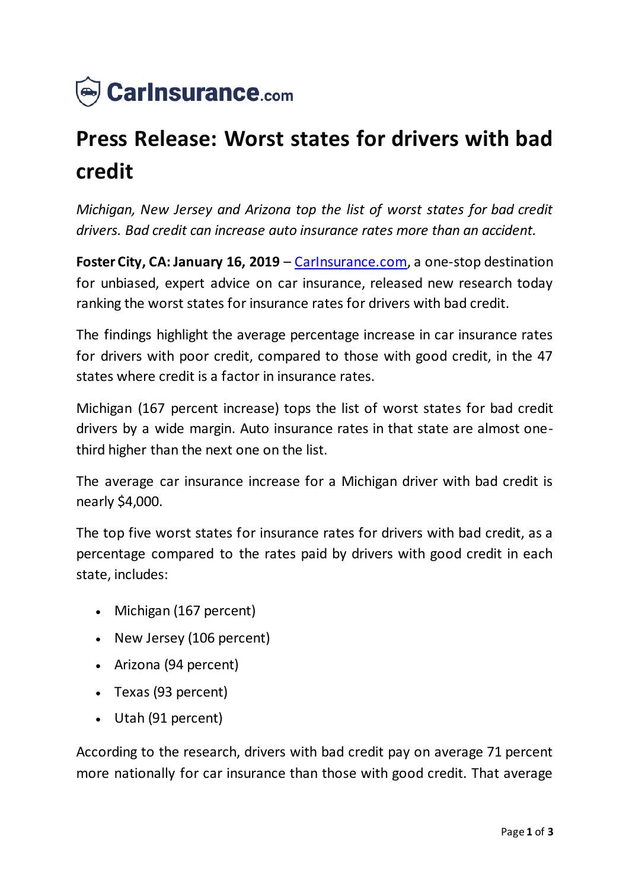CarInsurance.com

# Press Release: Worst states for drivers with bad credit

*Michigan, New Jersey and Arizona top the list of worst states for bad credit drivers. Bad credit can increase auto insurance rates more than an accident.*

**Foster City, CA: January 16, 2019** – CarInsurance.com, a one-stop destination for unbiased, expert advice on car insurance, released new research today ranking the worst states for insurance rates for drivers with bad credit.

The findings highlight the average percentage increase in car insurance rates for drivers with poor credit, compared to those with good credit, in the 47 states where credit is a factor in insurance rates.

Michigan (167 percent increase) tops the list of worst states for bad credit drivers by a wide margin. Auto insurance rates in that state are almost one-third higher than the next one on the list.

The average car insurance increase for a Michigan driver with bad credit is nearly $4,000.

The top five worst states for insurance rates for drivers with bad credit, as a percentage compared to the rates paid by drivers with good credit in each state, includes:

- Michigan (167 percent)
- New Jersey (106 percent)
- Arizona (94 percent)
- Texas (93 percent)
- Utah (91 percent)

According to the research, drivers with bad credit pay on average 71 percent more nationally for car insurance than those with good credit. That average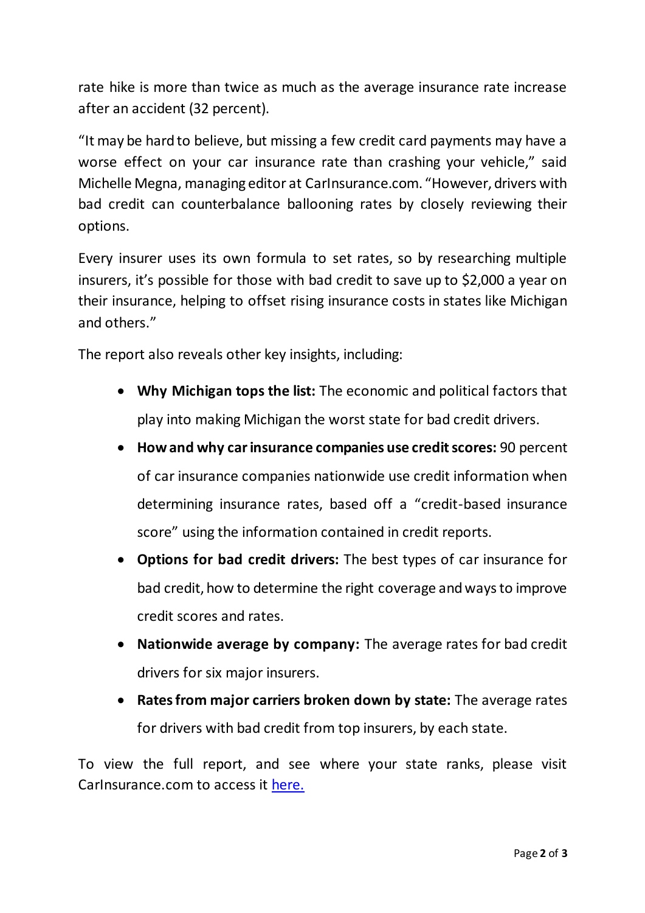rate hike is more than twice as much as the average insurance rate increase after an accident (32 percent).

"It may be hard to believe, but missing a few credit card payments may have a worse effect on your car insurance rate than crashing your vehicle," said Michelle Megna, managing editor at CarInsurance.com. "However, drivers with bad credit can counterbalance ballooning rates by closely reviewing their options.

Every insurer uses its own formula to set rates, so by researching multiple insurers, it's possible for those with bad credit to save up to $2,000 a year on their insurance, helping to offset rising insurance costs in states like Michigan and others."

The report also reveals other key insights, including:

- **Why Michigan tops the list:** The economic and political factors that play into making Michigan the worst state for bad credit drivers.
- **How and why car insurance companies use credit scores:** 90 percent of car insurance companies nationwide use credit information when determining insurance rates, based off a "credit-based insurance score" using the information contained in credit reports.
- **Options for bad credit drivers:** The best types of car insurance for bad credit, how to determine the right coverage and ways to improve credit scores and rates.
- **Nationwide average by company:** The average rates for bad credit drivers for six major insurers.
- **Rates from major carriers broken down by state:** The average rates for drivers with bad credit from top insurers, by each state.

To view the full report, and see where your state ranks, please visit CarInsurance.com to access it here.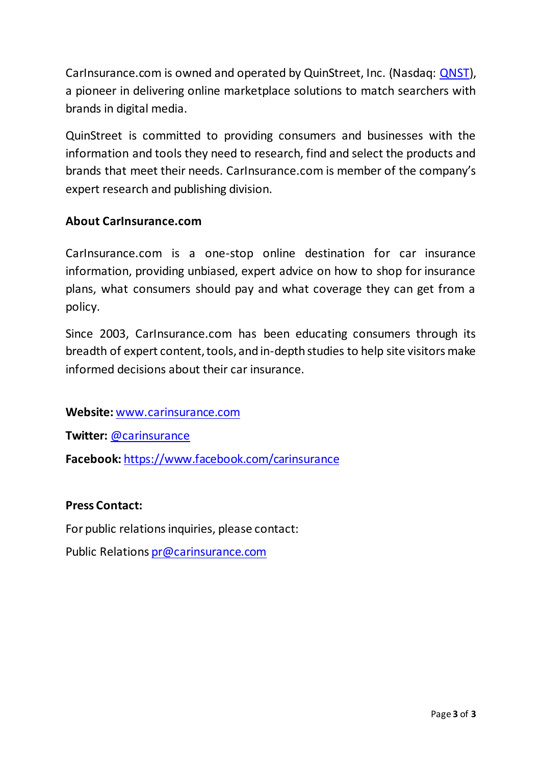CarInsurance.com is owned and operated by QuinStreet, Inc. (Nasdaq: QNST), a pioneer in delivering online marketplace solutions to match searchers with brands in digital media.

QuinStreet is committed to providing consumers and businesses with the information and tools they need to research, find and select the products and brands that meet their needs. CarInsurance.com is member of the company's expert research and publishing division.

**About CarInsurance.com**

CarInsurance.com is a one-stop online destination for car insurance information, providing unbiased, expert advice on how to shop for insurance plans, what consumers should pay and what coverage they can get from a policy.

Since 2003, CarInsurance.com has been educating consumers through its breadth of expert content, tools, and in-depth studies to help site visitors make informed decisions about their car insurance.

**Website:** www.carinsurance.com

**Twitter:** @carinsurance

**Facebook:** https://www.facebook.com/carinsurance

**Press Contact:**

For public relations inquiries, please contact:

Public Relations pr@carinsurance.com